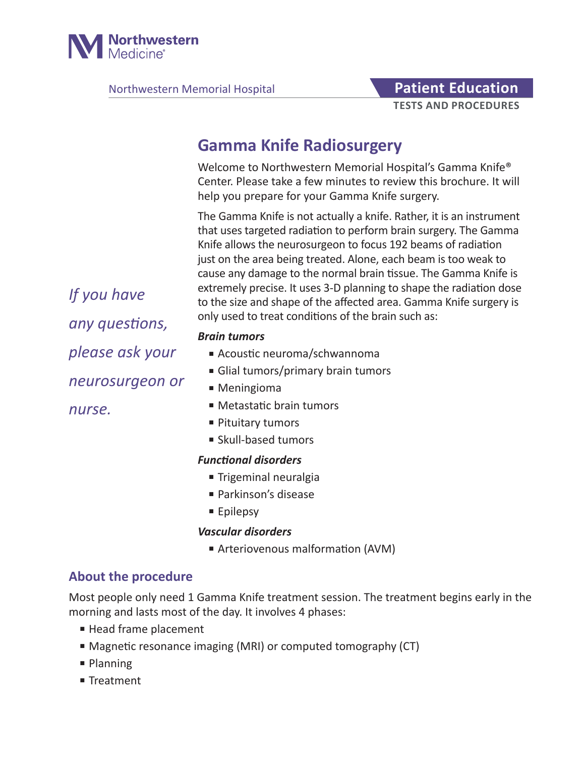Northwestern Medicine

Northwestern Memorial Hospital

**Patient Education**

**TESTS AND PROCEDURES**

# Gamma Knife Radiosurgery

Welcome to Northwestern Memorial Hospital's Gamma Knife® Center. Please take a few minutes to review this brochure. It will help you prepare for your Gamma Knife surgery.

The Gamma Knife is not actually a knife. Rather, it is an instrument that uses targeted radiation to perform brain surgery. The Gamma Knife allows the neurosurgeon to focus 192 beams of radiation just on the area being treated. Alone, each beam is too weak to cause any damage to the normal brain tissue. The Gamma Knife is extremely precise. It uses 3-D planning to shape the radiation dose to the size and shape of the affected area. Gamma Knife surgery is only used to treat conditions of the brain such as:

*If you have any questions, please ask your neurosurgeon or nurse.*

***Brain tumors***

- Acoustic neuroma/schwannoma
- Glial tumors/primary brain tumors
- Meningioma
- Metastatic brain tumors
- Pituitary tumors
- Skull-based tumors

***Functional disorders***

- Trigeminal neuralgia
- Parkinson's disease
- Epilepsy

***Vascular disorders***

- Arteriovenous malformation (AVM)

## About the procedure

Most people only need 1 Gamma Knife treatment session. The treatment begins early in the morning and lasts most of the day. It involves 4 phases:

- Head frame placement
- Magnetic resonance imaging (MRI) or computed tomography (CT)
- Planning
- Treatment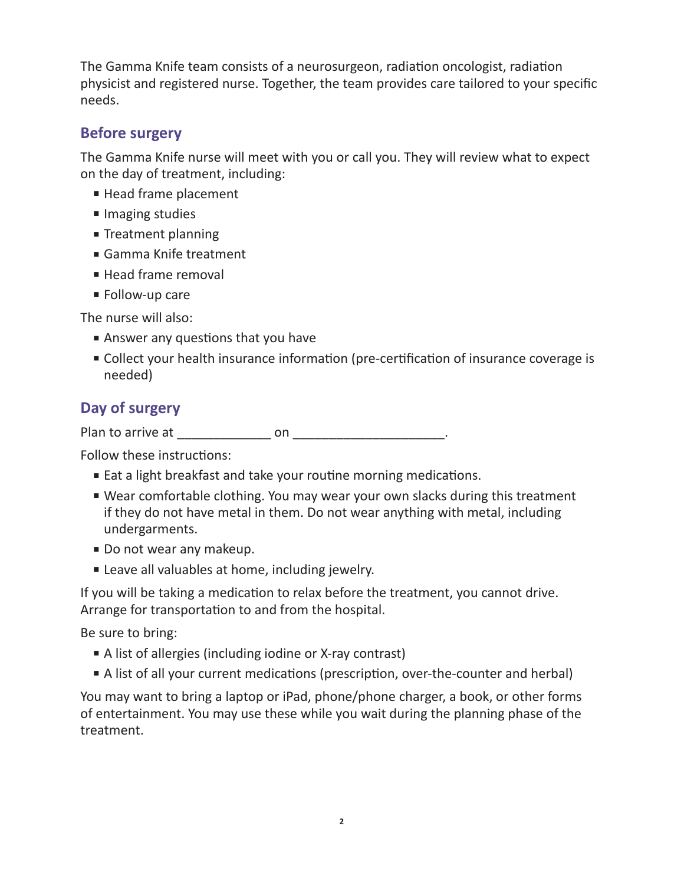The Gamma Knife team consists of a neurosurgeon, radiation oncologist, radiation physicist and registered nurse. Together, the team provides care tailored to your specific needs.

## Before surgery

The Gamma Knife nurse will meet with you or call you. They will review what to expect on the day of treatment, including:

- Head frame placement
- Imaging studies
- Treatment planning
- Gamma Knife treatment
- Head frame removal
- Follow-up care

The nurse will also:

- Answer any questions that you have
- Collect your health insurance information (pre-certification of insurance coverage is needed)

## Day of surgery

Plan to arrive at _____________ on _____________________.

Follow these instructions:

- Eat a light breakfast and take your routine morning medications.
- Wear comfortable clothing. You may wear your own slacks during this treatment if they do not have metal in them. Do not wear anything with metal, including undergarments.
- Do not wear any makeup.
- Leave all valuables at home, including jewelry.

If you will be taking a medication to relax before the treatment, you cannot drive. Arrange for transportation to and from the hospital.

Be sure to bring:

- A list of allergies (including iodine or X-ray contrast)
- A list of all your current medications (prescription, over-the-counter and herbal)

You may want to bring a laptop or iPad, phone/phone charger, a book, or other forms of entertainment. You may use these while you wait during the planning phase of the treatment.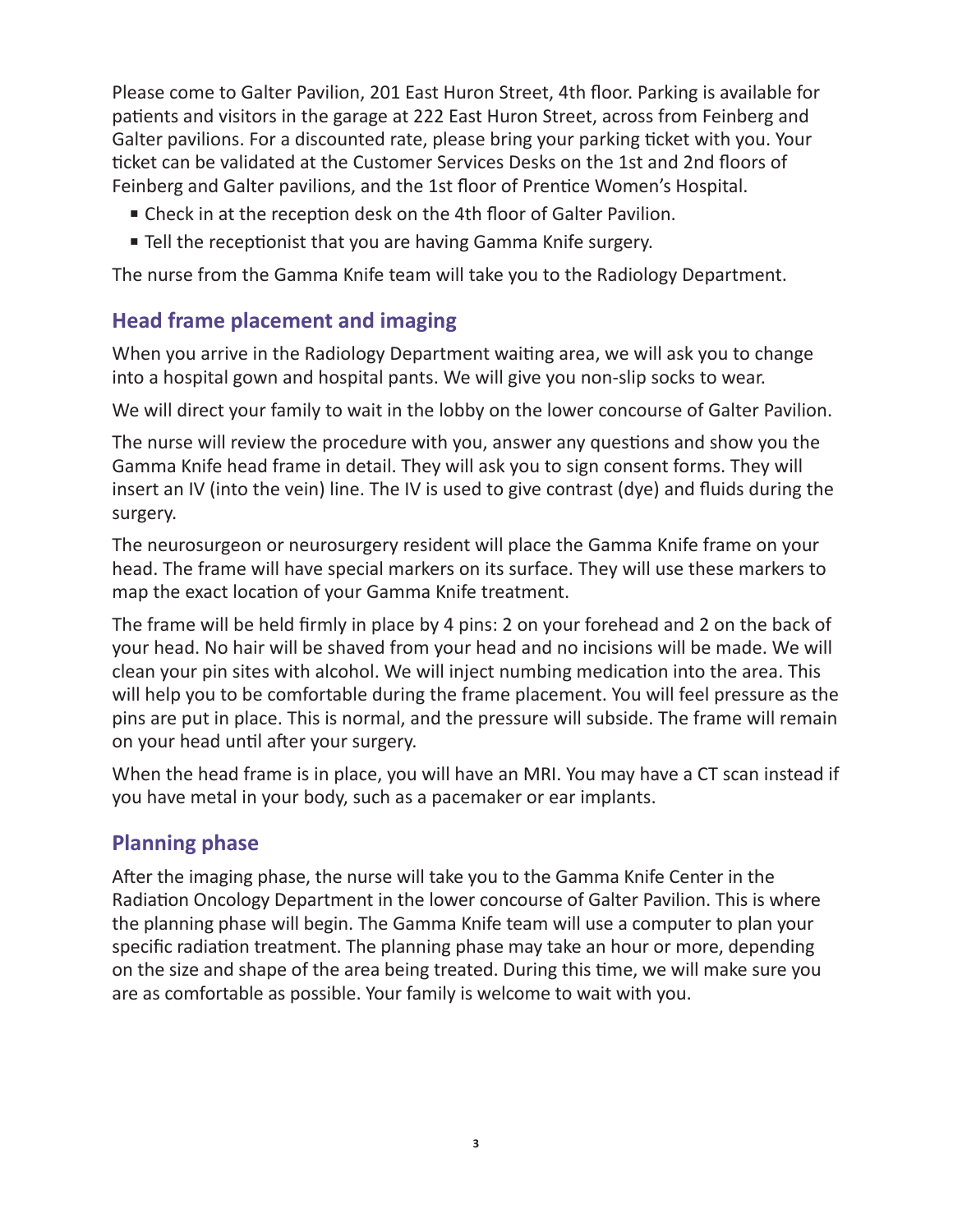Please come to Galter Pavilion, 201 East Huron Street, 4th floor. Parking is available for patients and visitors in the garage at 222 East Huron Street, across from Feinberg and Galter pavilions. For a discounted rate, please bring your parking ticket with you. Your ticket can be validated at the Customer Services Desks on the 1st and 2nd floors of Feinberg and Galter pavilions, and the 1st floor of Prentice Women's Hospital.

- Check in at the reception desk on the 4th floor of Galter Pavilion.
- Tell the receptionist that you are having Gamma Knife surgery.

The nurse from the Gamma Knife team will take you to the Radiology Department.

## Head frame placement and imaging

When you arrive in the Radiology Department waiting area, we will ask you to change into a hospital gown and hospital pants. We will give you non-slip socks to wear.

We will direct your family to wait in the lobby on the lower concourse of Galter Pavilion.

The nurse will review the procedure with you, answer any questions and show you the Gamma Knife head frame in detail. They will ask you to sign consent forms. They will insert an IV (into the vein) line. The IV is used to give contrast (dye) and fluids during the surgery.

The neurosurgeon or neurosurgery resident will place the Gamma Knife frame on your head. The frame will have special markers on its surface. They will use these markers to map the exact location of your Gamma Knife treatment.

The frame will be held firmly in place by 4 pins: 2 on your forehead and 2 on the back of your head. No hair will be shaved from your head and no incisions will be made. We will clean your pin sites with alcohol. We will inject numbing medication into the area. This will help you to be comfortable during the frame placement. You will feel pressure as the pins are put in place. This is normal, and the pressure will subside. The frame will remain on your head until after your surgery.

When the head frame is in place, you will have an MRI. You may have a CT scan instead if you have metal in your body, such as a pacemaker or ear implants.

## Planning phase

After the imaging phase, the nurse will take you to the Gamma Knife Center in the Radiation Oncology Department in the lower concourse of Galter Pavilion. This is where the planning phase will begin. The Gamma Knife team will use a computer to plan your specific radiation treatment. The planning phase may take an hour or more, depending on the size and shape of the area being treated. During this time, we will make sure you are as comfortable as possible. Your family is welcome to wait with you.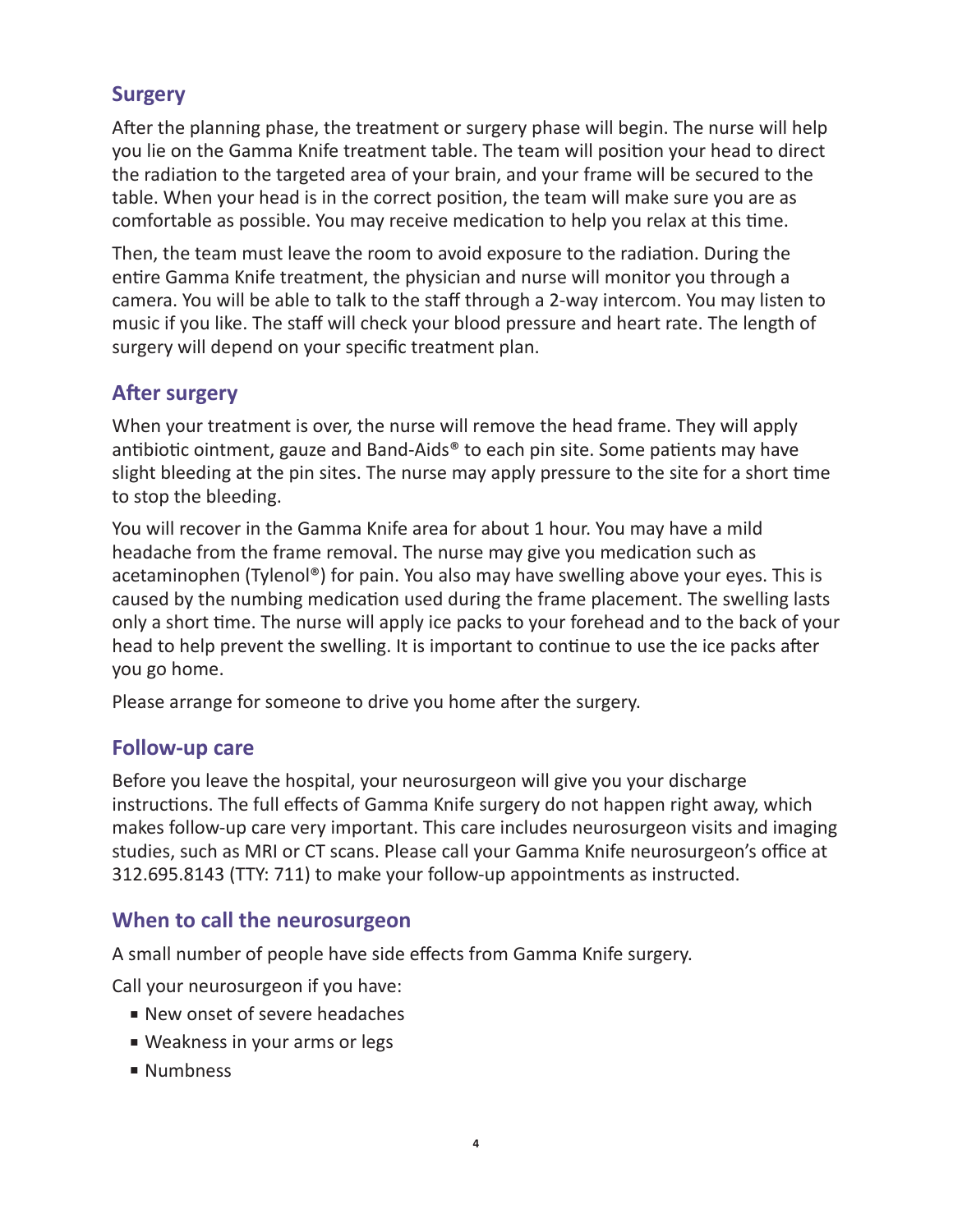## Surgery

After the planning phase, the treatment or surgery phase will begin. The nurse will help you lie on the Gamma Knife treatment table. The team will position your head to direct the radiation to the targeted area of your brain, and your frame will be secured to the table. When your head is in the correct position, the team will make sure you are as comfortable as possible. You may receive medication to help you relax at this time.

Then, the team must leave the room to avoid exposure to the radiation. During the entire Gamma Knife treatment, the physician and nurse will monitor you through a camera. You will be able to talk to the staff through a 2-way intercom. You may listen to music if you like. The staff will check your blood pressure and heart rate. The length of surgery will depend on your specific treatment plan.

## After surgery

When your treatment is over, the nurse will remove the head frame. They will apply antibiotic ointment, gauze and Band-Aids® to each pin site. Some patients may have slight bleeding at the pin sites. The nurse may apply pressure to the site for a short time to stop the bleeding.

You will recover in the Gamma Knife area for about 1 hour. You may have a mild headache from the frame removal. The nurse may give you medication such as acetaminophen (Tylenol®) for pain. You also may have swelling above your eyes. This is caused by the numbing medication used during the frame placement. The swelling lasts only a short time. The nurse will apply ice packs to your forehead and to the back of your head to help prevent the swelling. It is important to continue to use the ice packs after you go home.

Please arrange for someone to drive you home after the surgery.

## Follow-up care

Before you leave the hospital, your neurosurgeon will give you your discharge instructions. The full effects of Gamma Knife surgery do not happen right away, which makes follow-up care very important. This care includes neurosurgeon visits and imaging studies, such as MRI or CT scans. Please call your Gamma Knife neurosurgeon's office at 312.695.8143 (TTY: 711) to make your follow-up appointments as instructed.

## When to call the neurosurgeon

A small number of people have side effects from Gamma Knife surgery.

Call your neurosurgeon if you have:

- New onset of severe headaches
- Weakness in your arms or legs
- Numbness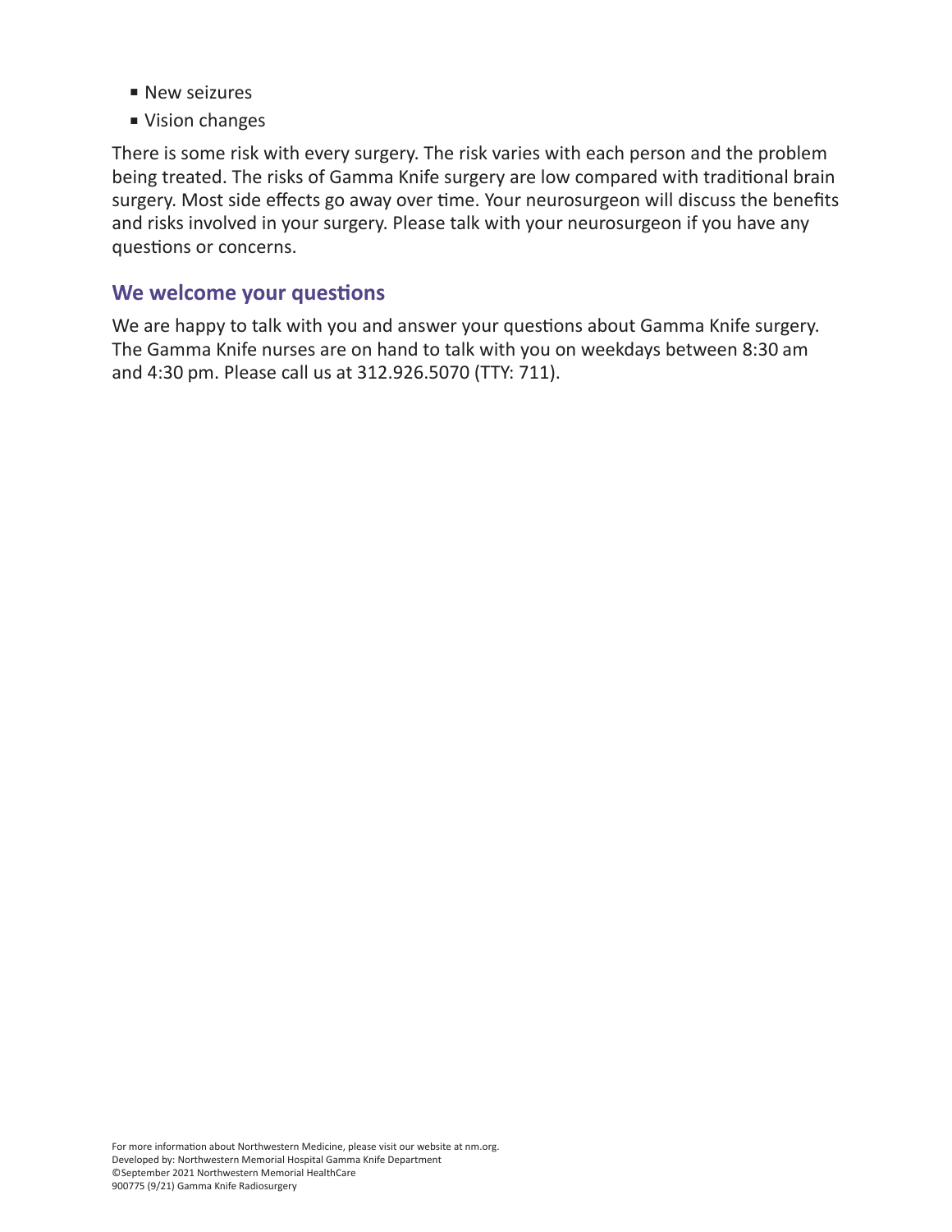- New seizures
- Vision changes

There is some risk with every surgery. The risk varies with each person and the problem being treated. The risks of Gamma Knife surgery are low compared with traditional brain surgery. Most side effects go away over time. Your neurosurgeon will discuss the benefits and risks involved in your surgery. Please talk with your neurosurgeon if you have any questions or concerns.

## We welcome your questions

We are happy to talk with you and answer your questions about Gamma Knife surgery. The Gamma Knife nurses are on hand to talk with you on weekdays between 8:30 am and 4:30 pm. Please call us at 312.926.5070 (TTY: 711).

For more information about Northwestern Medicine, please visit our website at nm.org.
Developed by: Northwestern Memorial Hospital Gamma Knife Department
©September 2021 Northwestern Memorial HealthCare
900775 (9/21) Gamma Knife Radiosurgery